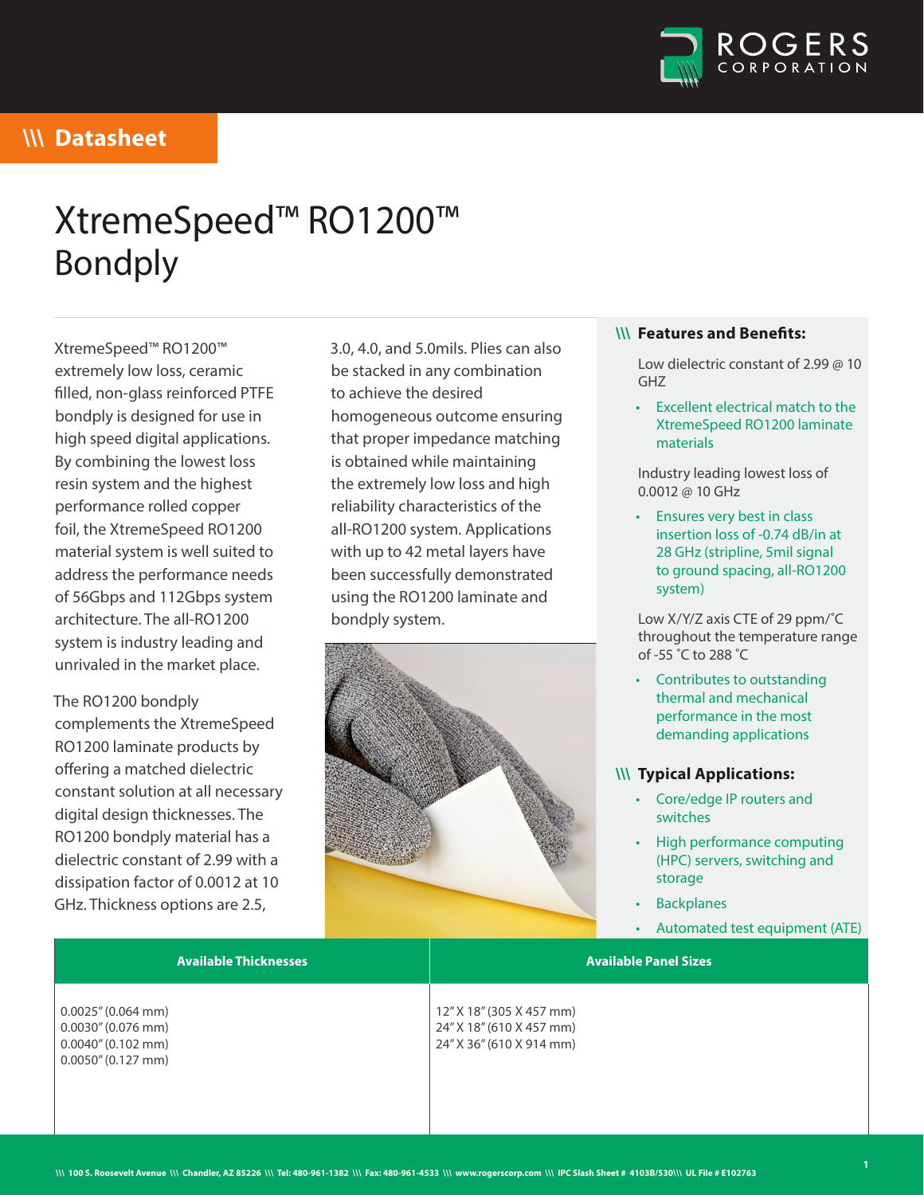# XtremeSpeed™ RO1200™ Bondply

XtremeSpeed™ RO1200™ extremely low loss, ceramic filled, non-glass reinforced PTFE bondply is designed for use in high speed digital applications. By combining the lowest loss resin system and the highest performance rolled copper foil, the XtremeSpeed RO1200 material system is well suited to address the performance needs of 56Gbps and 112Gbps system architecture. The all-RO1200 system is industry leading and unrivaled in the market place.

The RO1200 bondply complements the XtremeSpeed RO1200 laminate products by offering a matched dielectric constant solution at all necessary digital design thicknesses. The RO1200 bondply material has a dielectric constant of 2.99 with a dissipation factor of 0.0012 at 10 GHz. Thickness options are 2.5, 3.0, 4.0, and 5.0mils. Plies can also be stacked in any combination to achieve the desired homogeneous outcome ensuring that proper impedance matching is obtained while maintaining the extremely low loss and high reliability characteristics of the all-RO1200 system. Applications with up to 42 metal layers have been successfully demonstrated using the RO1200 laminate and bondply system.

## Features and Benefits:

Low dielectric constant of 2.99 @ 10 GHZ

- Excellent electrical match to the XtremeSpeed RO1200 laminate materials

Industry leading lowest loss of 0.0012 @ 10 GHz

- Ensures very best in class insertion loss of -0.74 dB/in at 28 GHz (stripline, 5mil signal to ground spacing, all-RO1200 system)

Low X/Y/Z axis CTE of 29 ppm/˚C throughout the temperature range of -55 ˚C to 288 ˚C

- Contributes to outstanding thermal and mechanical performance in the most demanding applications

## Typical Applications:

- Core/edge IP routers and switches
- High performance computing (HPC) servers, switching and storage
- Backplanes
- Automated test equipment (ATE)

| Available Thicknesses | Available Panel Sizes |
|---|---|
| 0.0025" (0.064 mm)<br>0.0030" (0.076 mm)<br>0.0040" (0.102 mm)<br>0.0050" (0.127 mm) | 12" X 18" (305 X 457 mm)<br>24" X 18" (610 X 457 mm)<br>24" X 36" (610 X 914 mm) |

100 S. Roosevelt Avenue \\\ Chandler, AZ 85226 \\\ Tel: 480-961-1382 \\\ Fax: 480-961-4533 \\\ www.rogerscorp.com \\\ IPC Slash Sheet # 4103B/530\\\ UL File # E102763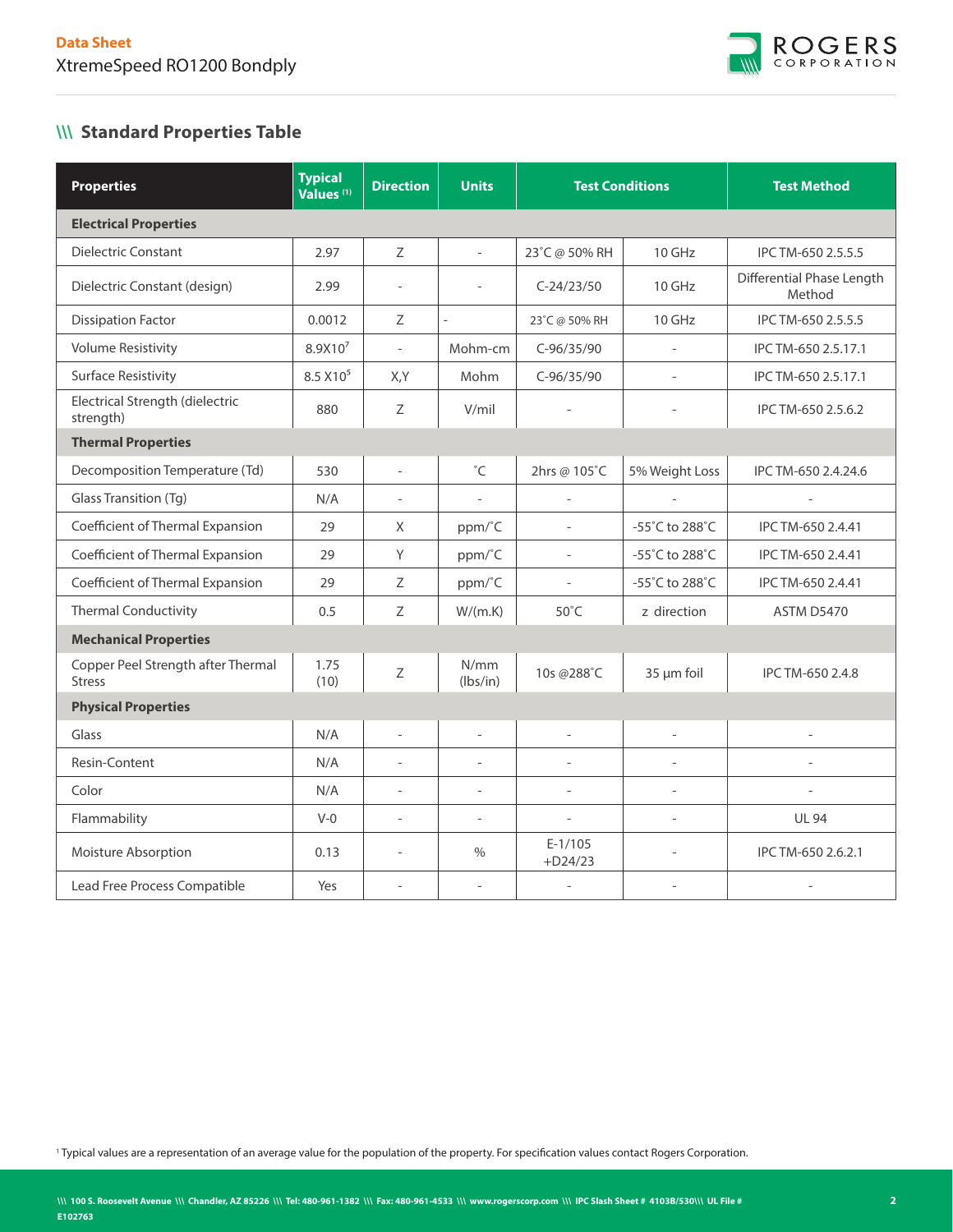## \\\ Standard Properties Table

| Properties | Typical Values [1] | Direction | Units | Test Conditions | | Test Method |
|---|---|---|---|---|---|---|
| **Electrical Properties** | | | | | | |
| Dielectric Constant | 2.97 | Z | - | 23˚C @ 50% RH | 10 GHz | IPC TM-650 2.5.5.5 |
| Dielectric Constant (design) | 2.99 | - | - | C-24/23/50 | 10 GHz | Differential Phase Length Method |
| Dissipation Factor | 0.0012 | Z | - | 23˚C @ 50% RH | 10 GHz | IPC TM-650 2.5.5.5 |
| Volume Resistivity | $8.9X10^7$ | - | Mohm-cm | C-96/35/90 | - | IPC TM-650 2.5.17.1 |
| Surface Resistivity | $8.5 X10^5$ | X,Y | Mohm | C-96/35/90 | - | IPC TM-650 2.5.17.1 |
| Electrical Strength (dielectric strength) | 880 | Z | V/mil | - | - | IPC TM-650 2.5.6.2 |
| **Thermal Properties** | | | | | | |
| Decomposition Temperature (Td) | 530 | - | ˚C | 2hrs @ 105˚C | 5% Weight Loss | IPC TM-650 2.4.24.6 |
| Glass Transition (Tg) | N/A | - | - | - | - | - |
| Coefficient of Thermal Expansion | 29 | X | ppm/˚C | - | -55˚C to 288˚C | IPC TM-650 2.4.41 |
| Coefficient of Thermal Expansion | 29 | Y | ppm/˚C | - | -55˚C to 288˚C | IPC TM-650 2.4.41 |
| Coefficient of Thermal Expansion | 29 | Z | ppm/˚C | - | -55˚C to 288˚C | IPC TM-650 2.4.41 |
| Thermal Conductivity | 0.5 | Z | W/(m.K) | 50˚C | z direction | ASTM D5470 |
| **Mechanical Properties** | | | | | | |
| Copper Peel Strength after Thermal Stress | 1.75 (10) | Z | N/mm (lbs/in) | 10s @288˚C | 35 µm foil | IPC TM-650 2.4.8 |
| **Physical Properties** | | | | | | |
| Glass | N/A | - | - | - | - | - |
| Resin-Content | N/A | - | - | - | - | - |
| Color | N/A | - | - | - | - | - |
| Flammability | V-0 | - | - | - | - | UL 94 |
| Moisture Absorption | 0.13 | - | % | E-1/105 +D24/23 | - | IPC TM-650 2.6.2.1 |
| Lead Free Process Compatible | Yes | - | - | - | - | - |

[1] Typical values are a representation of an average value for the population of the property. For specification values contact Rogers Corporation.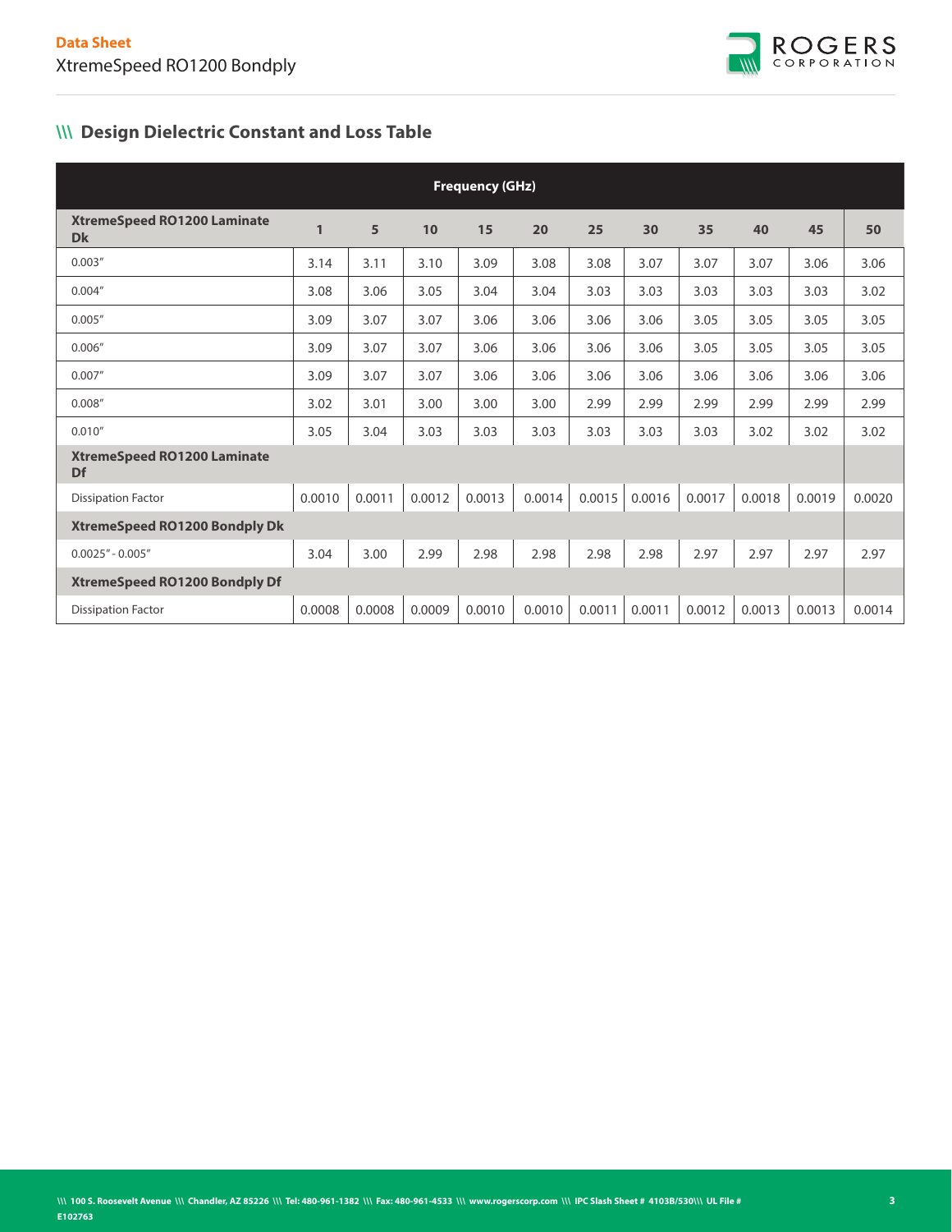## \\\ Design Dielectric Constant and Loss Table

| | Frequency (GHz) | | | | | | | | | | |
|---|---|---|---|---|---|---|---|---|---|---|---|
| **XtremeSpeed RO1200 Laminate Dk** | **1** | **5** | **10** | **15** | **20** | **25** | **30** | **35** | **40** | **45** | **50** |
| 0.003" | 3.14 | 3.11 | 3.10 | 3.09 | 3.08 | 3.08 | 3.07 | 3.07 | 3.07 | 3.06 | 3.06 |
| 0.004" | 3.08 | 3.06 | 3.05 | 3.04 | 3.04 | 3.03 | 3.03 | 3.03 | 3.03 | 3.03 | 3.02 |
| 0.005" | 3.09 | 3.07 | 3.07 | 3.06 | 3.06 | 3.06 | 3.06 | 3.05 | 3.05 | 3.05 | 3.05 |
| 0.006" | 3.09 | 3.07 | 3.07 | 3.06 | 3.06 | 3.06 | 3.06 | 3.05 | 3.05 | 3.05 | 3.05 |
| 0.007" | 3.09 | 3.07 | 3.07 | 3.06 | 3.06 | 3.06 | 3.06 | 3.06 | 3.06 | 3.06 | 3.06 |
| 0.008" | 3.02 | 3.01 | 3.00 | 3.00 | 3.00 | 2.99 | 2.99 | 2.99 | 2.99 | 2.99 | 2.99 |
| 0.010" | 3.05 | 3.04 | 3.03 | 3.03 | 3.03 | 3.03 | 3.03 | 3.03 | 3.02 | 3.02 | 3.02 |
| **XtremeSpeed RO1200 Laminate Df** | | | | | | | | | | | |
| Dissipation Factor | 0.0010 | 0.0011 | 0.0012 | 0.0013 | 0.0014 | 0.0015 | 0.0016 | 0.0017 | 0.0018 | 0.0019 | 0.0020 |
| **XtremeSpeed RO1200 Bondply Dk** | | | | | | | | | | | |
| 0.0025" - 0.005" | 3.04 | 3.00 | 2.99 | 2.98 | 2.98 | 2.98 | 2.98 | 2.97 | 2.97 | 2.97 | 2.97 |
| **XtremeSpeed RO1200 Bondply Df** | | | | | | | | | | | |
| Dissipation Factor | 0.0008 | 0.0008 | 0.0009 | 0.0010 | 0.0010 | 0.0011 | 0.0011 | 0.0012 | 0.0013 | 0.0013 | 0.0014 |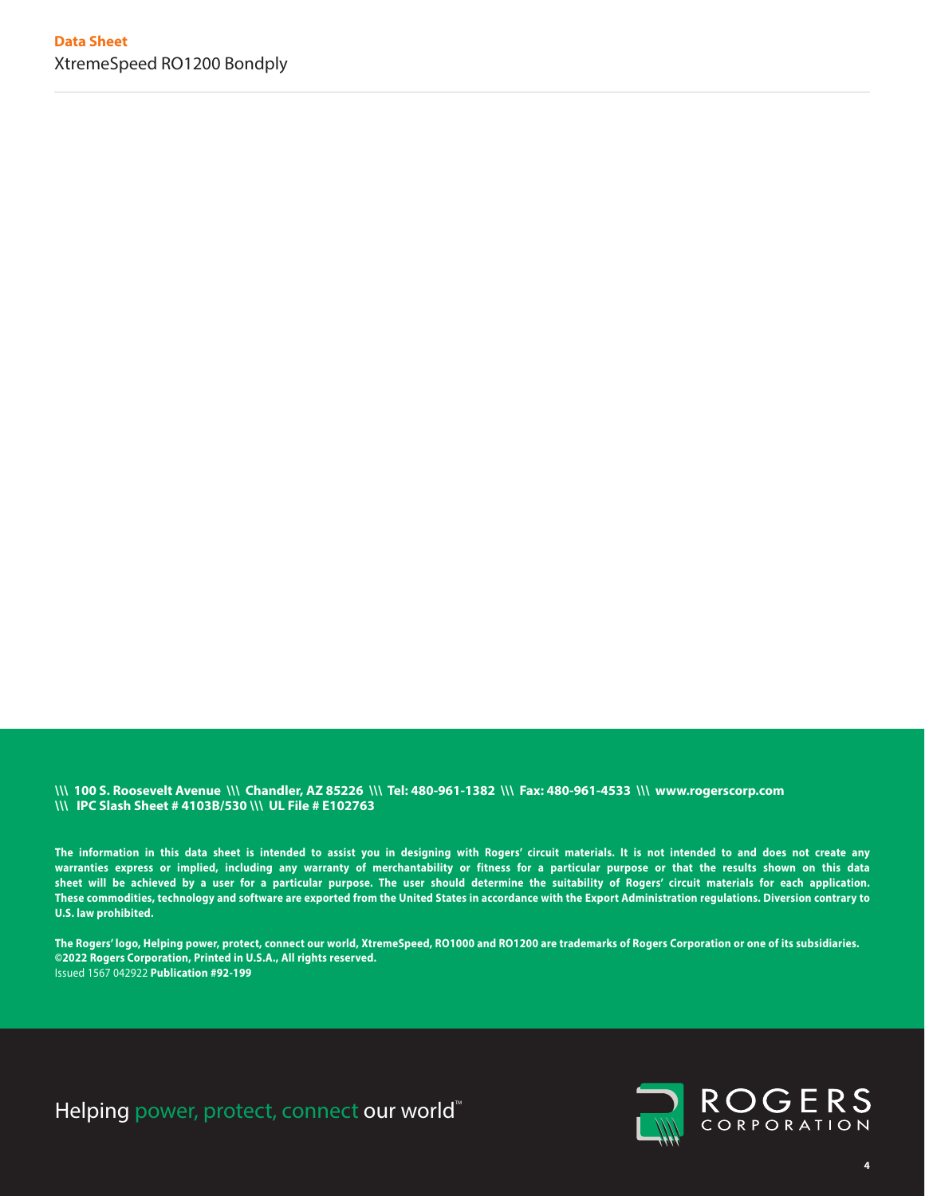\\\ 100 S. Roosevelt Avenue \\\ Chandler, AZ 85226 \\\ Tel: 480-961-1382 \\\ Fax: 480-961-4533 \\\ www.rogerscorp.com
\\\ IPC Slash Sheet # 4103B/530 \\\ UL File # E102763

**The information in this data sheet is intended to assist you in designing with Rogers' circuit materials. It is not intended to and does not create any warranties express or implied, including any warranty of merchantability or fitness for a particular purpose or that the results shown on this data sheet will be achieved by a user for a particular purpose. The user should determine the suitability of Rogers' circuit materials for each application. These commodities, technology and software are exported from the United States in accordance with the Export Administration regulations. Diversion contrary to U.S. law prohibited.**

**The Rogers' logo, Helping power, protect, connect our world, XtremeSpeed, RO1000 and RO1200 are trademarks of Rogers Corporation or one of its subsidiaries.**
**©2022 Rogers Corporation, Printed in U.S.A., All rights reserved.**
Issued 1567 042922 **Publication #92-199**

Helping power, protect, connect our world™

ROGERS CORPORATION